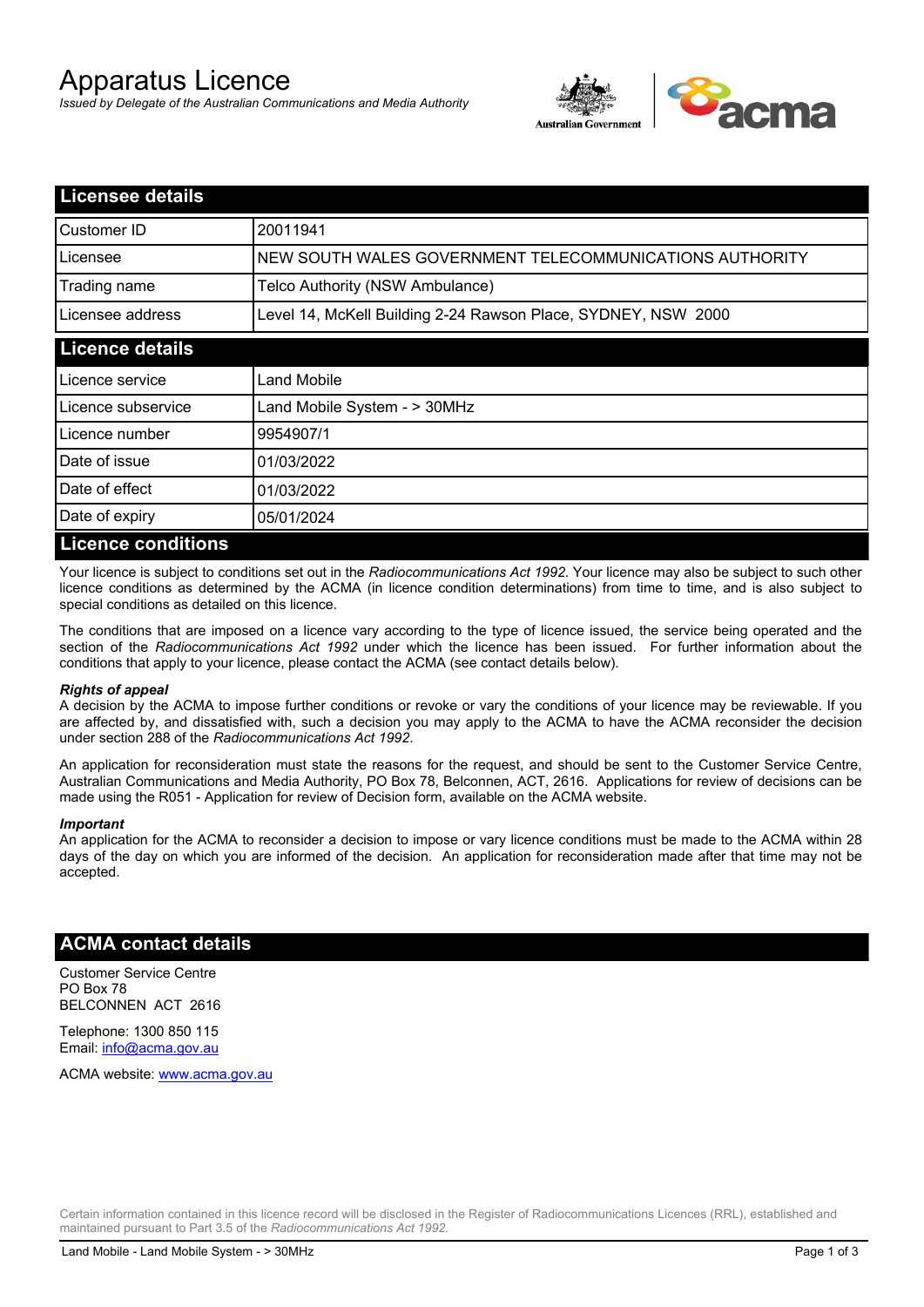# Apparatus Licence

*Issued by Delegate of the Australian Communications and Media Authority*

## Licensee details

| | |
|---|---|
| Customer ID | 20011941 |
| Licensee | NEW SOUTH WALES GOVERNMENT TELECOMMUNICATIONS AUTHORITY |
| Trading name | Telco Authority (NSW Ambulance) |
| Licensee address | Level 14, McKell Building 2-24 Rawson Place, SYDNEY, NSW 2000 |

## Licence details

| | |
|---|---|
| Licence service | Land Mobile |
| Licence subservice | Land Mobile System - > 30MHz |
| Licence number | 9954907/1 |
| Date of issue | 01/03/2022 |
| Date of effect | 01/03/2022 |
| Date of expiry | 05/01/2024 |

## Licence conditions

Your licence is subject to conditions set out in the *Radiocommunications Act 1992*. Your licence may also be subject to such other licence conditions as determined by the ACMA (in licence condition determinations) from time to time, and is also subject to special conditions as detailed on this licence.

The conditions that are imposed on a licence vary according to the type of licence issued, the service being operated and the section of the *Radiocommunications Act 1992* under which the licence has been issued. For further information about the conditions that apply to your licence, please contact the ACMA (see contact details below).

***Rights of appeal***

A decision by the ACMA to impose further conditions or revoke or vary the conditions of your licence may be reviewable. If you are affected by, and dissatisfied with, such a decision you may apply to the ACMA to have the ACMA reconsider the decision under section 288 of the *Radiocommunications Act 1992*.

An application for reconsideration must state the reasons for the request, and should be sent to the Customer Service Centre, Australian Communications and Media Authority, PO Box 78, Belconnen, ACT, 2616. Applications for review of decisions can be made using the R051 - Application for review of Decision form, available on the ACMA website.

***Important***

An application for the ACMA to reconsider a decision to impose or vary licence conditions must be made to the ACMA within 28 days of the day on which you are informed of the decision. An application for reconsideration made after that time may not be accepted.

## ACMA contact details

Customer Service Centre
PO Box 78
BELCONNEN ACT 2616

Telephone: 1300 850 115
Email: info@acma.gov.au

ACMA website: www.acma.gov.au

Certain information contained in this licence record will be disclosed in the Register of Radiocommunications Licences (RRL), established and maintained pursuant to Part 3.5 of the *Radiocommunications Act 1992.*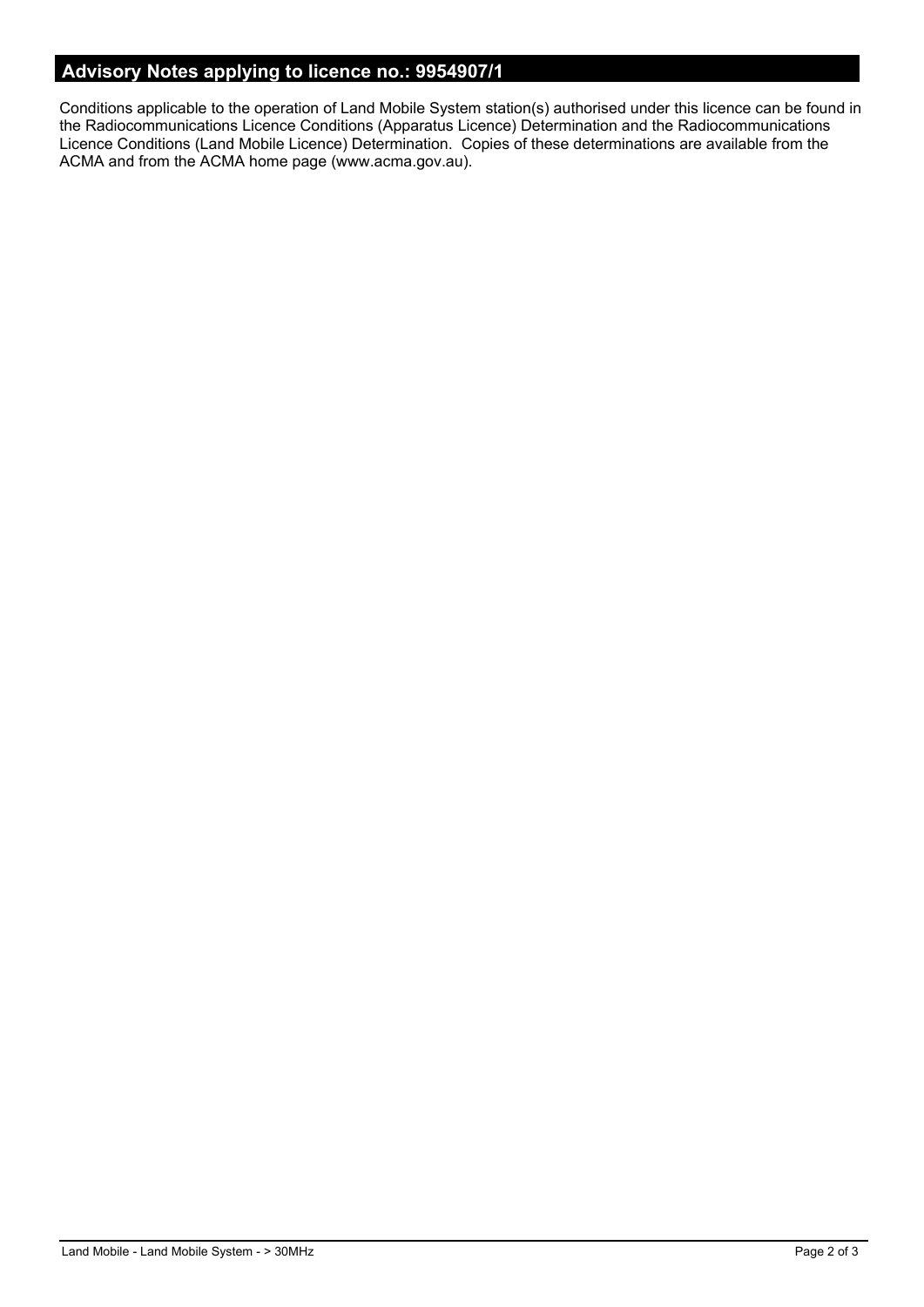## Advisory Notes applying to licence no.: 9954907/1

Conditions applicable to the operation of Land Mobile System station(s) authorised under this licence can be found in the Radiocommunications Licence Conditions (Apparatus Licence) Determination and the Radiocommunications Licence Conditions (Land Mobile Licence) Determination. Copies of these determinations are available from the ACMA and from the ACMA home page (www.acma.gov.au).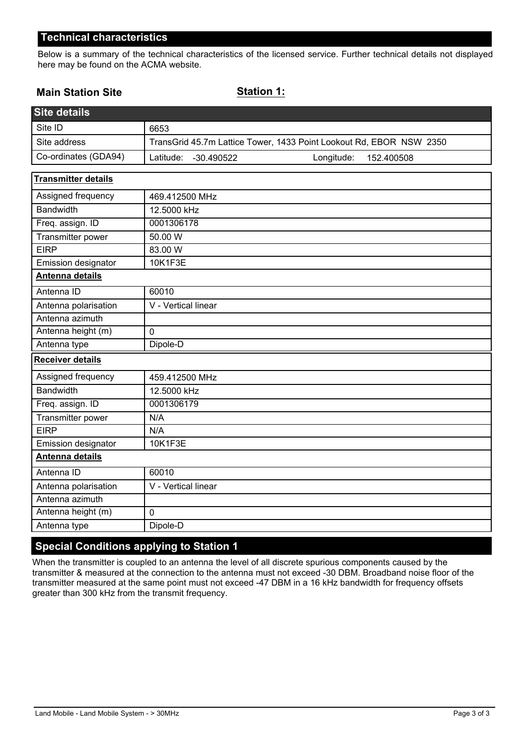## Technical characteristics

Below is a summary of the technical characteristics of the licensed service. Further technical details not displayed here may be found on the ACMA website.

**Main Station Site** **Station 1:**

| Site details | |
|---|---|
| Site ID | 6653 |
| Site address | TransGrid 45.7m Lattice Tower, 1433 Point Lookout Rd, EBOR NSW 2350 |
| Co-ordinates (GDA94) | Latitude: -30.490522 Longitude: 152.400508 |

| Transmitter details | |
|---|---|
| Assigned frequency | 469.412500 MHz |
| Bandwidth | 12.5000 kHz |
| Freq. assign. ID | 0001306178 |
| Transmitter power | 50.00 W |
| EIRP | 83.00 W |
| Emission designator | 10K1F3E |
| **Antenna details** | |
| Antenna ID | 60010 |
| Antenna polarisation | V - Vertical linear |
| Antenna azimuth | |
| Antenna height (m) | 0 |
| Antenna type | Dipole-D |

| Receiver details | |
|---|---|
| Assigned frequency | 459.412500 MHz |
| Bandwidth | 12.5000 kHz |
| Freq. assign. ID | 0001306179 |
| Transmitter power | N/A |
| EIRP | N/A |
| Emission designator | 10K1F3E |
| **Antenna details** | |
| Antenna ID | 60010 |
| Antenna polarisation | V - Vertical linear |
| Antenna azimuth | |
| Antenna height (m) | 0 |
| Antenna type | Dipole-D |

## Special Conditions applying to Station 1

When the transmitter is coupled to an antenna the level of all discrete spurious components caused by the transmitter & measured at the connection to the antenna must not exceed -30 DBM. Broadband noise floor of the transmitter measured at the same point must not exceed -47 DBM in a 16 kHz bandwidth for frequency offsets greater than 300 kHz from the transmit frequency.